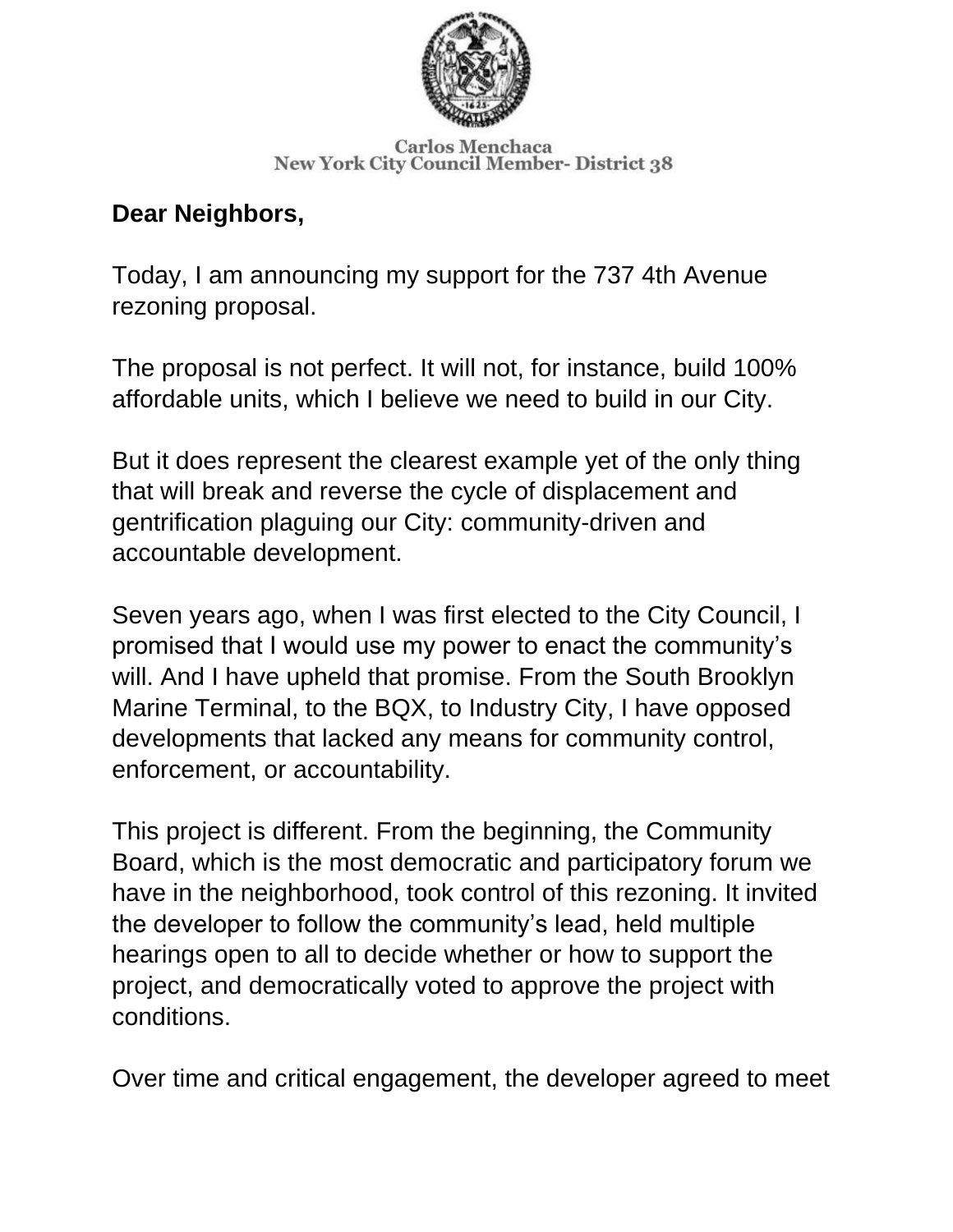Carlos Menchaca
New York City Council Member- District 38

**Dear Neighbors,**

Today, I am announcing my support for the 737 4th Avenue rezoning proposal.

The proposal is not perfect. It will not, for instance, build 100% affordable units, which I believe we need to build in our City.

But it does represent the clearest example yet of the only thing that will break and reverse the cycle of displacement and gentrification plaguing our City: community-driven and accountable development.

Seven years ago, when I was first elected to the City Council, I promised that I would use my power to enact the community's will. And I have upheld that promise. From the South Brooklyn Marine Terminal, to the BQX, to Industry City, I have opposed developments that lacked any means for community control, enforcement, or accountability.

This project is different. From the beginning, the Community Board, which is the most democratic and participatory forum we have in the neighborhood, took control of this rezoning. It invited the developer to follow the community's lead, held multiple hearings open to all to decide whether or how to support the project, and democratically voted to approve the project with conditions.

Over time and critical engagement, the developer agreed to meet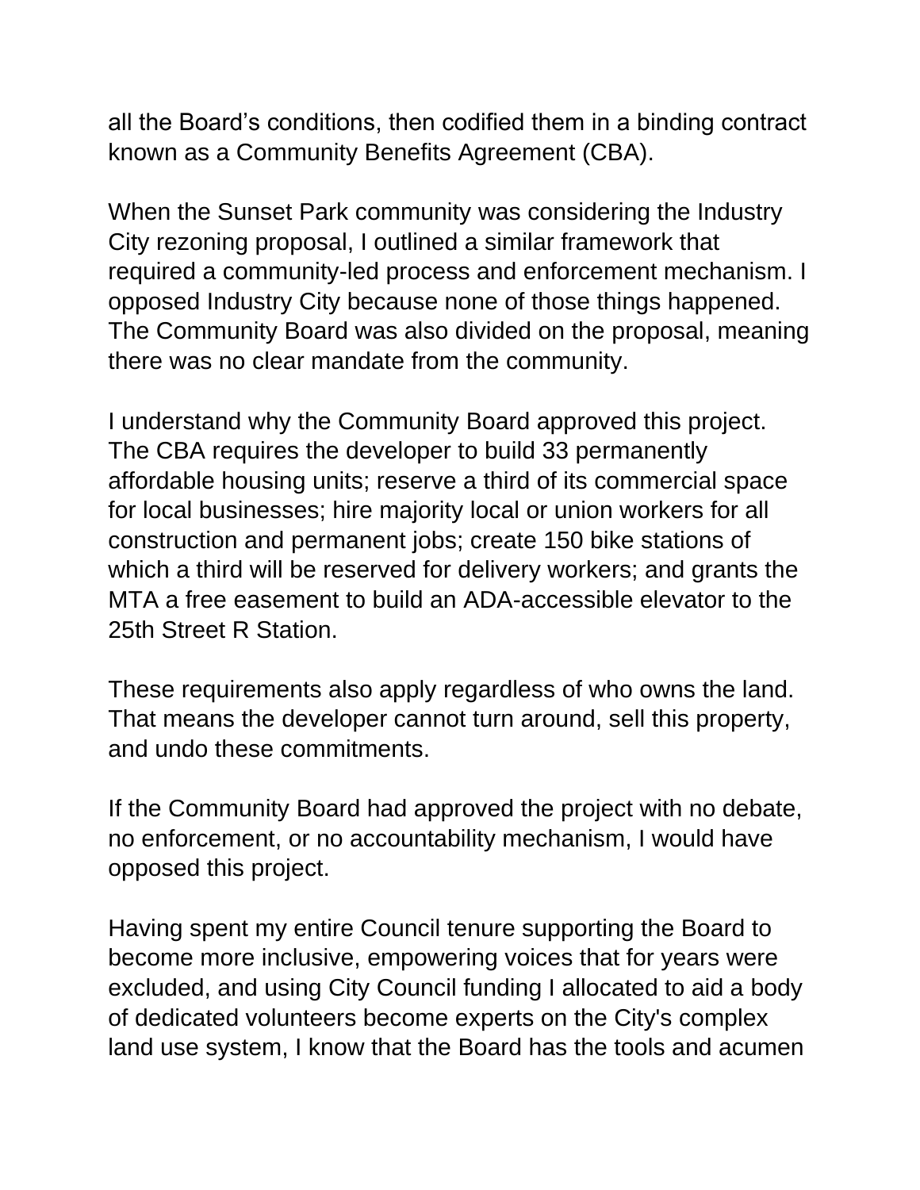all the Board's conditions, then codified them in a binding contract known as a Community Benefits Agreement (CBA).

When the Sunset Park community was considering the Industry City rezoning proposal, I outlined a similar framework that required a community-led process and enforcement mechanism. I opposed Industry City because none of those things happened. The Community Board was also divided on the proposal, meaning there was no clear mandate from the community.

I understand why the Community Board approved this project. The CBA requires the developer to build 33 permanently affordable housing units; reserve a third of its commercial space for local businesses; hire majority local or union workers for all construction and permanent jobs; create 150 bike stations of which a third will be reserved for delivery workers; and grants the MTA a free easement to build an ADA-accessible elevator to the 25th Street R Station.

These requirements also apply regardless of who owns the land. That means the developer cannot turn around, sell this property, and undo these commitments.

If the Community Board had approved the project with no debate, no enforcement, or no accountability mechanism, I would have opposed this project.

Having spent my entire Council tenure supporting the Board to become more inclusive, empowering voices that for years were excluded, and using City Council funding I allocated to aid a body of dedicated volunteers become experts on the City's complex land use system, I know that the Board has the tools and acumen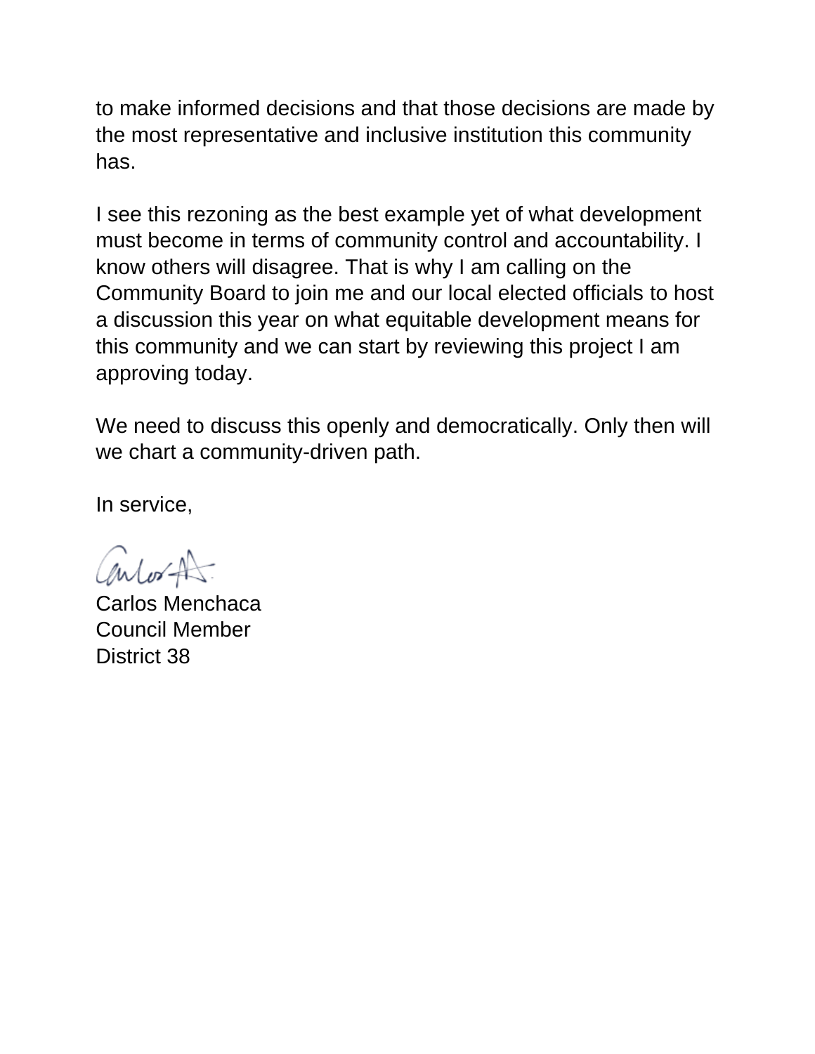to make informed decisions and that those decisions are made by the most representative and inclusive institution this community has.

I see this rezoning as the best example yet of what development must become in terms of community control and accountability. I know others will disagree. That is why I am calling on the Community Board to join me and our local elected officials to host a discussion this year on what equitable development means for this community and we can start by reviewing this project I am approving today.

We need to discuss this openly and democratically. Only then will we chart a community-driven path.

In service,

Carlos Menchaca
Council Member
District 38